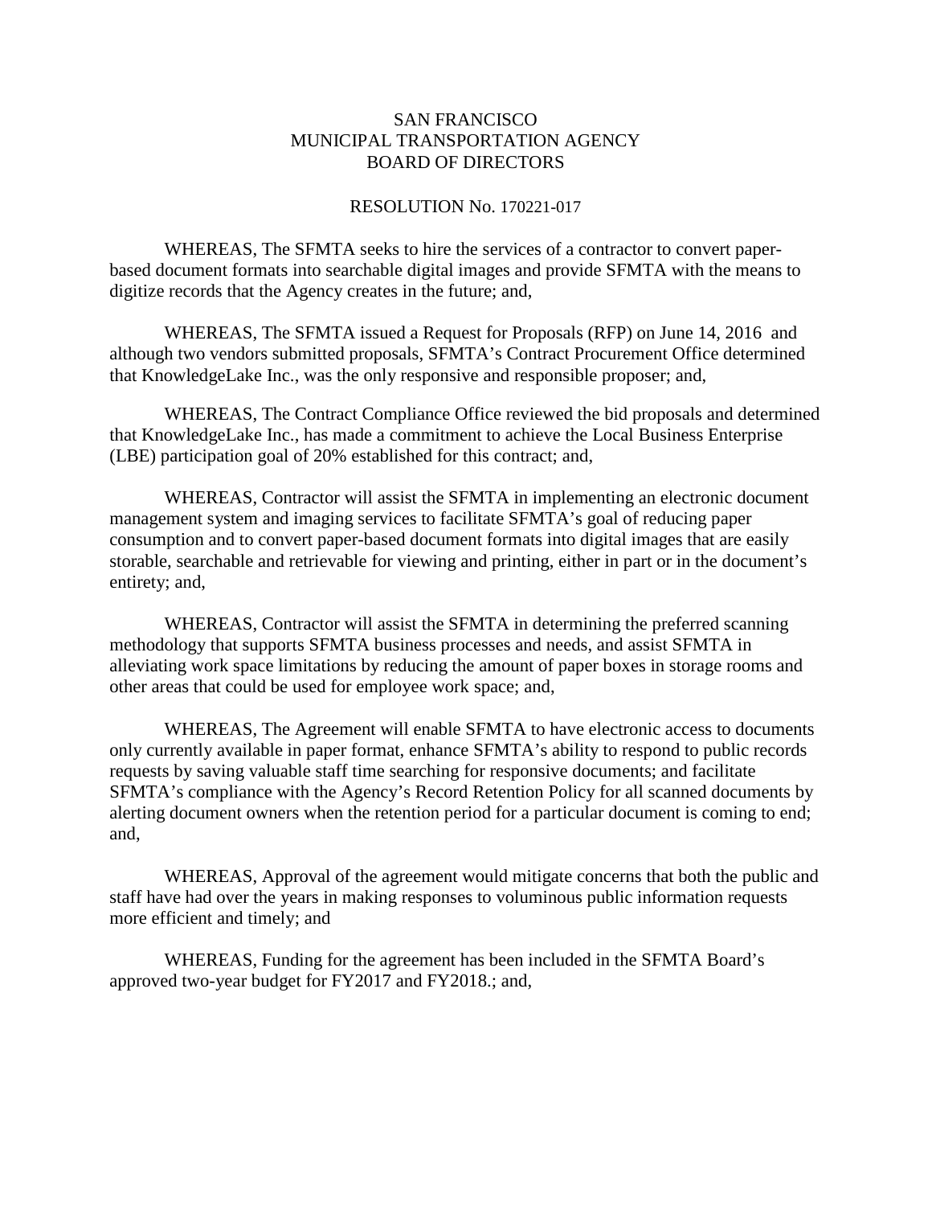SAN FRANCISCO
MUNICIPAL TRANSPORTATION AGENCY
BOARD OF DIRECTORS

RESOLUTION No. 170221-017

WHEREAS, The SFMTA seeks to hire the services of a contractor to convert paper-based document formats into searchable digital images and provide SFMTA with the means to digitize records that the Agency creates in the future; and,

WHEREAS, The SFMTA issued a Request for Proposals (RFP) on June 14, 2016 and although two vendors submitted proposals, SFMTA's Contract Procurement Office determined that KnowledgeLake Inc., was the only responsive and responsible proposer; and,

WHEREAS, The Contract Compliance Office reviewed the bid proposals and determined that KnowledgeLake Inc., has made a commitment to achieve the Local Business Enterprise (LBE) participation goal of 20% established for this contract; and,

WHEREAS, Contractor will assist the SFMTA in implementing an electronic document management system and imaging services to facilitate SFMTA's goal of reducing paper consumption and to convert paper-based document formats into digital images that are easily storable, searchable and retrievable for viewing and printing, either in part or in the document's entirety; and,

WHEREAS, Contractor will assist the SFMTA in determining the preferred scanning methodology that supports SFMTA business processes and needs, and assist SFMTA in alleviating work space limitations by reducing the amount of paper boxes in storage rooms and other areas that could be used for employee work space; and,

WHEREAS, The Agreement will enable SFMTA to have electronic access to documents only currently available in paper format, enhance SFMTA's ability to respond to public records requests by saving valuable staff time searching for responsive documents; and facilitate SFMTA's compliance with the Agency's Record Retention Policy for all scanned documents by alerting document owners when the retention period for a particular document is coming to end; and,

WHEREAS, Approval of the agreement would mitigate concerns that both the public and staff have had over the years in making responses to voluminous public information requests more efficient and timely; and

WHEREAS, Funding for the agreement has been included in the SFMTA Board's approved two-year budget for FY2017 and FY2018.; and,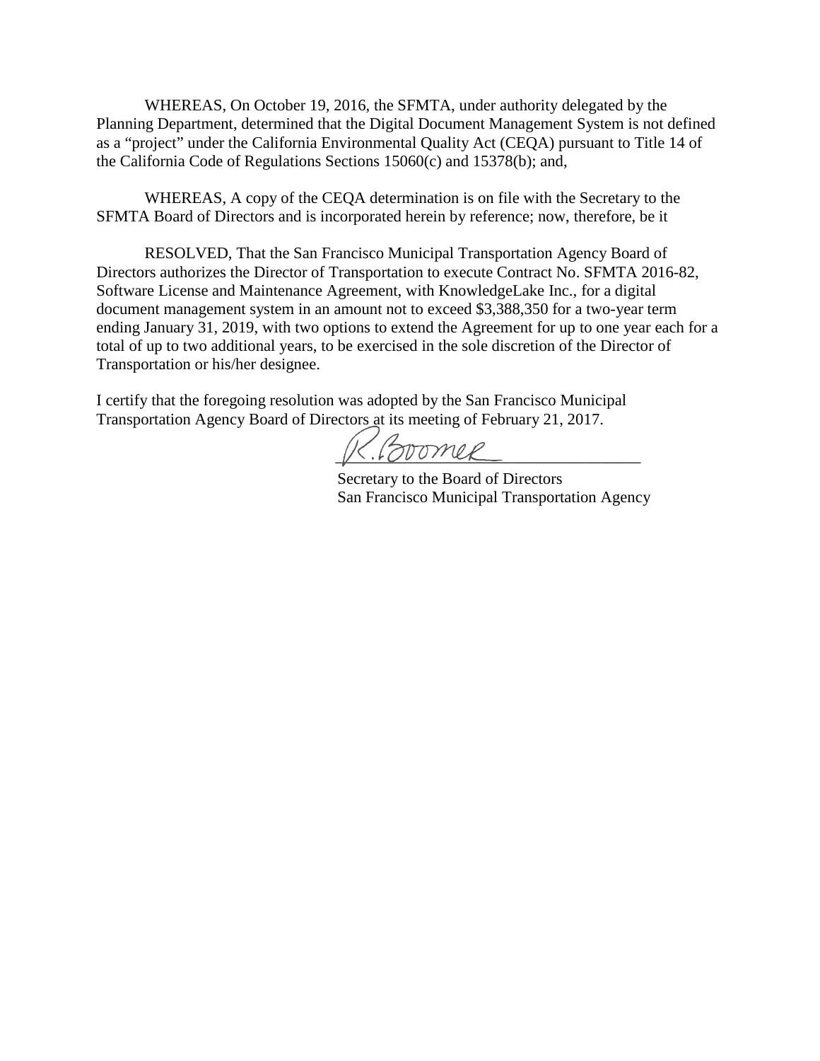WHEREAS, On October 19, 2016, the SFMTA, under authority delegated by the Planning Department, determined that the Digital Document Management System is not defined as a "project" under the California Environmental Quality Act (CEQA) pursuant to Title 14 of the California Code of Regulations Sections 15060(c) and 15378(b); and,

WHEREAS, A copy of the CEQA determination is on file with the Secretary to the SFMTA Board of Directors and is incorporated herein by reference; now, therefore, be it

RESOLVED, That the San Francisco Municipal Transportation Agency Board of Directors authorizes the Director of Transportation to execute Contract No. SFMTA 2016-82, Software License and Maintenance Agreement, with KnowledgeLake Inc., for a digital document management system in an amount not to exceed $3,388,350 for a two-year term ending January 31, 2019, with two options to extend the Agreement for up to one year each for a total of up to two additional years, to be exercised in the sole discretion of the Director of Transportation or his/her designee.

I certify that the foregoing resolution was adopted by the San Francisco Municipal Transportation Agency Board of Directors at its meeting of February 21, 2017.

R. Boomer
\_\_\_\_\_\_\_\_\_\_\_\_\_\_\_\_\_\_\_\_\_\_\_\_\_\_\_\_\_\_\_\_\_\_\_\_

Secretary to the Board of Directors
San Francisco Municipal Transportation Agency